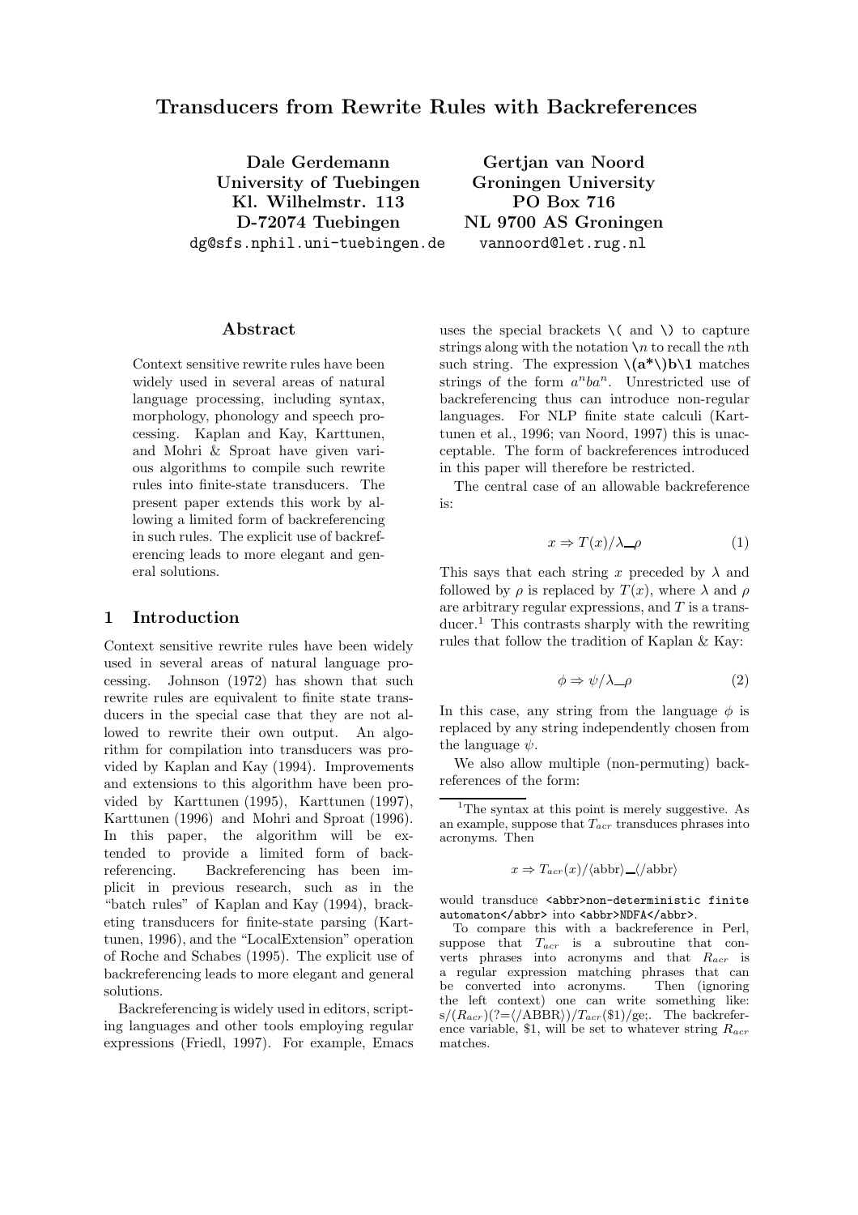# Transducers from Rewrite Rules with Backreferences

**Dale Gerdemann**
**University of Tuebingen**
**Kl. Wilhelmstr. 113**
**D-72074 Tuebingen**
dg@sfs.nphil.uni-tuebingen.de

**Gertjan van Noord**
**Groningen University**
**PO Box 716**
**NL 9700 AS Groningen**
vannoord@let.rug.nl

## Abstract

Context sensitive rewrite rules have been widely used in several areas of natural language processing, including syntax, morphology, phonology and speech processing. Kaplan and Kay, Karttunen, and Mohri & Sproat have given various algorithms to compile such rewrite rules into finite-state transducers. The present paper extends this work by allowing a limited form of backreferencing in such rules. The explicit use of backreferencing leads to more elegant and general solutions.

## 1 Introduction

Context sensitive rewrite rules have been widely used in several areas of natural language processing. Johnson (1972) has shown that such rewrite rules are equivalent to finite state transducers in the special case that they are not allowed to rewrite their own output. An algorithm for compilation into transducers was provided by Kaplan and Kay (1994). Improvements and extensions to this algorithm have been provided by Karttunen (1995), Karttunen (1997), Karttunen (1996) and Mohri and Sproat (1996). In this paper, the algorithm will be extended to provide a limited form of backreferencing. Backreferencing has been implicit in previous research, such as in the "batch rules" of Kaplan and Kay (1994), bracketing transducers for finite-state parsing (Karttunen, 1996), and the "LocalExtension" operation of Roche and Schabes (1995). The explicit use of backreferencing leads to more elegant and general solutions.

Backreferencing is widely used in editors, scripting languages and other tools employing regular expressions (Friedl, 1997). For example, Emacs uses the special brackets `\(` and `\)` to capture strings along with the notation $\backslash n$ to recall the $n$th such string. The expression **`\(a*\)b\1`** matches strings of the form $a^n b a^n$. Unrestricted use of backreferencing thus can introduce non-regular languages. For NLP finite state calculi (Karttunen et al., 1996; van Noord, 1997) this is unacceptable. The form of backreferences introduced in this paper will therefore be restricted.

The central case of an allowable backreference is:

$$x \Rightarrow T(x)/\lambda\_\rho \tag{1}$$

This says that each string $x$ preceded by $\lambda$ and followed by $\rho$ is replaced by $T(x)$, where $\lambda$ and $\rho$ are arbitrary regular expressions, and $T$ is a transducer.[1] This contrasts sharply with the rewriting rules that follow the tradition of Kaplan & Kay:

$$\phi \Rightarrow \psi/\lambda\_\rho \tag{2}$$

In this case, any string from the language $\phi$ is replaced by any string independently chosen from the language $\psi$.

We also allow multiple (non-permuting) backreferences of the form:

---

[1] The syntax at this point is merely suggestive. As an example, suppose that $T_{acr}$ transduces phrases into acronyms. Then

$$x \Rightarrow T_{acr}(x)/\langle\text{abbr}\rangle\_\langle/\text{abbr}\rangle$$

would transduce `<abbr>non-deterministic finite automaton</abbr>` into `<abbr>NDFA</abbr>`.

To compare this with a backreference in Perl, suppose that $T_{acr}$ is a subroutine that converts phrases into acronyms and that $R_{acr}$ is a regular expression matching phrases that can be converted into acronyms. Then (ignoring the left context) one can write something like: s/($R_{acr}$)(?=⟨/ABBR⟩)/$T_{acr}$($1)/ge;. The backreference variable, $1, will be set to whatever string $R_{acr}$ matches.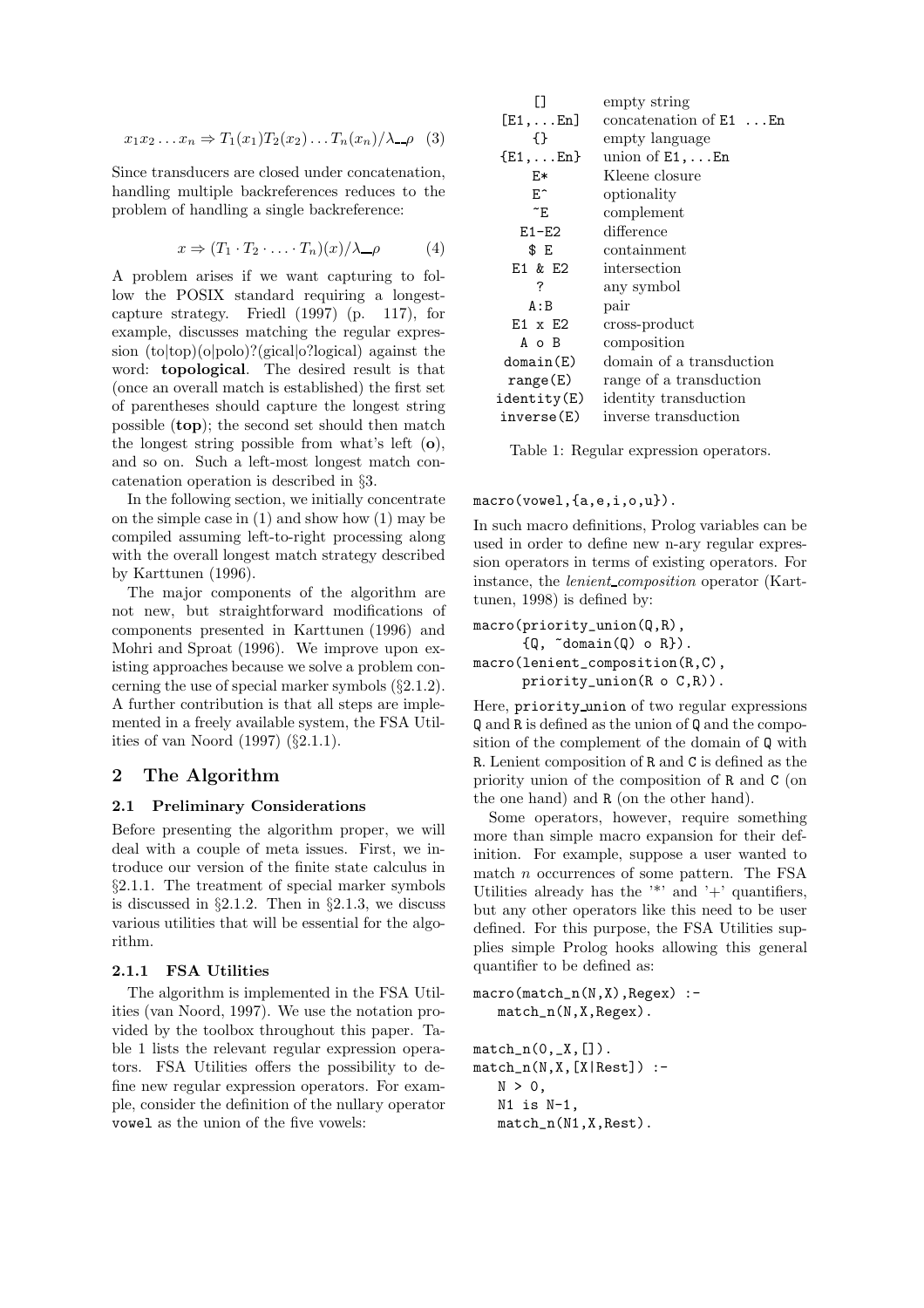$$x_1 x_2 \ldots x_n \Rightarrow T_1(x_1)T_2(x_2)\ldots T_n(x_n)/\lambda\_\rho \quad (3)$$

Since transducers are closed under concatenation, handling multiple backreferences reduces to the problem of handling a single backreference:

$$x \Rightarrow (T_1 \cdot T_2 \cdot \ldots \cdot T_n)(x)/\lambda\_\rho \qquad (4)$$

A problem arises if we want capturing to follow the POSIX standard requiring a longest-capture strategy. Friedl (1997) (p. 117), for example, discusses matching the regular expression (to|top)(o|polo)?(gical|o?logical) against the word: **topological**. The desired result is that (once an overall match is established) the first set of parentheses should capture the longest string possible (**top**); the second set should then match the longest string possible from what's left (**o**), and so on. Such a left-most longest match concatenation operation is described in §3.

In the following section, we initially concentrate on the simple case in (1) and show how (1) may be compiled assuming left-to-right processing along with the overall longest match strategy described by Karttunen (1996).

The major components of the algorithm are not new, but straightforward modifications of components presented in Karttunen (1996) and Mohri and Sproat (1996). We improve upon existing approaches because we solve a problem concerning the use of special marker symbols (§2.1.2). A further contribution is that all steps are implemented in a freely available system, the FSA Utilities of van Noord (1997) (§2.1.1).

## 2 The Algorithm

### 2.1 Preliminary Considerations

Before presenting the algorithm proper, we will deal with a couple of meta issues. First, we introduce our version of the finite state calculus in §2.1.1. The treatment of special marker symbols is discussed in §2.1.2. Then in §2.1.3, we discuss various utilities that will be essential for the algorithm.

#### 2.1.1 FSA Utilities

The algorithm is implemented in the FSA Utilities (van Noord, 1997). We use the notation provided by the toolbox throughout this paper. Table 1 lists the relevant regular expression operators. FSA Utilities offers the possibility to define new regular expression operators. For example, consider the definition of the nullary operator `vowel` as the union of the five vowels:

| | |
|---|---|
| `[]` | empty string |
| `[E1,...En]` | concatenation of `E1 ...En` |
| `{}` | empty language |
| `{E1,...En}` | union of `E1,...En` |
| `E*` | Kleene closure |
| `E^` | optionality |
| `~E` | complement |
| `E1-E2` | difference |
| `$ E` | containment |
| `E1 & E2` | intersection |
| `?` | any symbol |
| `A:B` | pair |
| `E1 x E2` | cross-product |
| `A o B` | composition |
| `domain(E)` | domain of a transduction |
| `range(E)` | range of a transduction |
| `identity(E)` | identity transduction |
| `inverse(E)` | inverse transduction |

Table 1: Regular expression operators.

```
macro(vowel,{a,e,i,o,u}).
```

In such macro definitions, Prolog variables can be used in order to define new n-ary regular expression operators in terms of existing operators. For instance, the *lenient_composition* operator (Karttunen, 1998) is defined by:

```
macro(priority_union(Q,R),
      {Q, ~domain(Q) o R}).
macro(lenient_composition(R,C),
      priority_union(R o C,R)).
```

Here, `priority_union` of two regular expressions `Q` and `R` is defined as the union of `Q` and the composition of the complement of the domain of `Q` with `R`. Lenient composition of `R` and `C` is defined as the priority union of the composition of `R` and `C` (on the one hand) and `R` (on the other hand).

Some operators, however, require something more than simple macro expansion for their definition. For example, suppose a user wanted to match $n$ occurrences of some pattern. The FSA Utilities already has the '*' and '+' quantifiers, but any other operators like this need to be user defined. For this purpose, the FSA Utilities supplies simple Prolog hooks allowing this general quantifier to be defined as:

```
macro(match_n(N,X),Regex) :-
   match_n(N,X,Regex).

match_n(0,_X,[]).
match_n(N,X,[X|Rest]) :-
   N > 0,
   N1 is N-1,
   match_n(N1,X,Rest).
```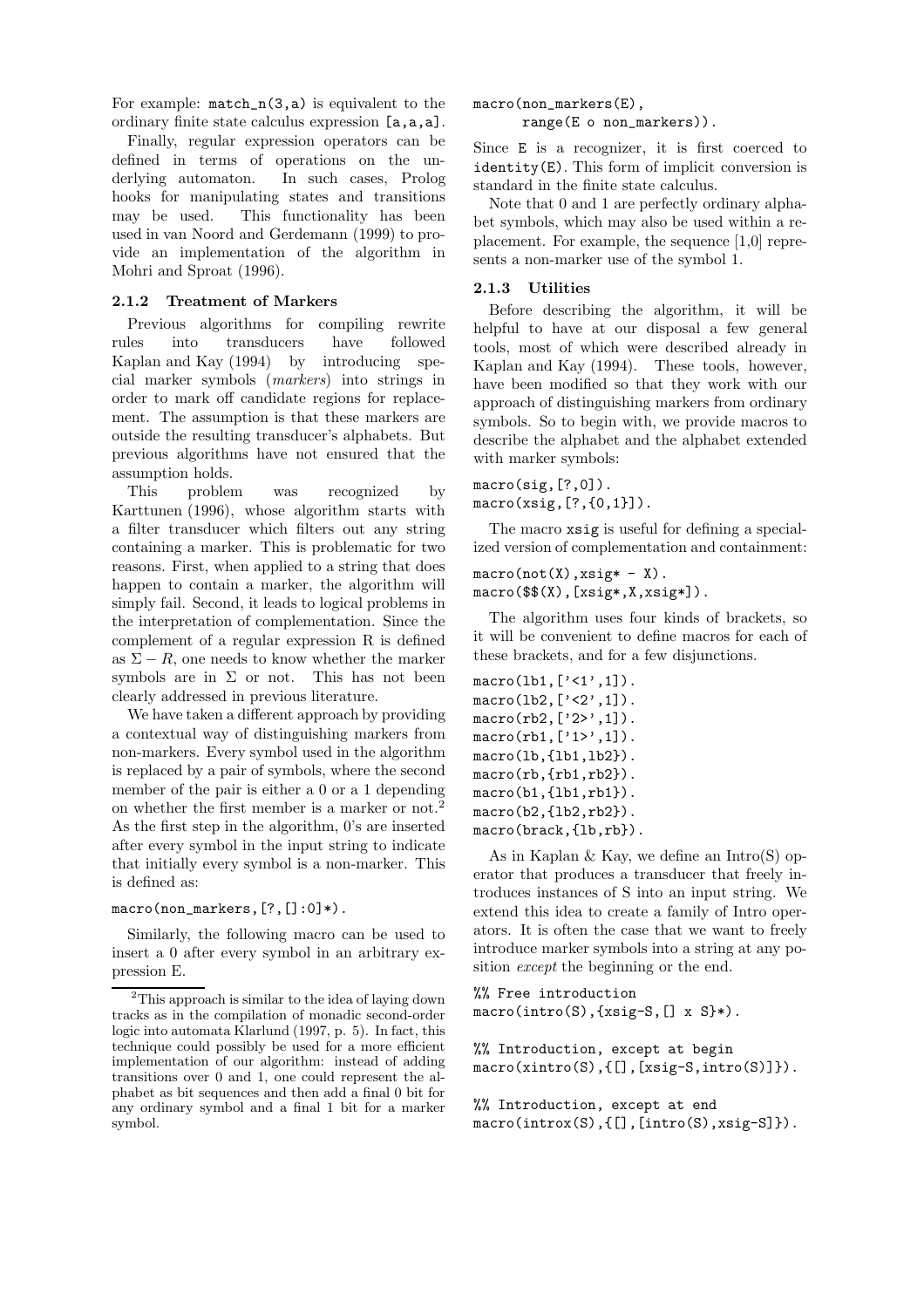For example: `match_n(3,a)` is equivalent to the ordinary finite state calculus expression `[a,a,a]`.

Finally, regular expression operators can be defined in terms of operations on the underlying automaton. In such cases, Prolog hooks for manipulating states and transitions may be used. This functionality has been used in van Noord and Gerdemann (1999) to provide an implementation of the algorithm in Mohri and Sproat (1996).

#### 2.1.2 Treatment of Markers

Previous algorithms for compiling rewrite rules into transducers have followed Kaplan and Kay (1994) by introducing special marker symbols (*markers*) into strings in order to mark off candidate regions for replacement. The assumption is that these markers are outside the resulting transducer's alphabets. But previous algorithms have not ensured that the assumption holds.

This problem was recognized by Karttunen (1996), whose algorithm starts with a filter transducer which filters out any string containing a marker. This is problematic for two reasons. First, when applied to a string that does happen to contain a marker, the algorithm will simply fail. Second, it leads to logical problems in the interpretation of complementation. Since the complement of a regular expression R is defined as $\Sigma - R$, one needs to know whether the marker symbols are in $\Sigma$ or not. This has not been clearly addressed in previous literature.

We have taken a different approach by providing a contextual way of distinguishing markers from non-markers. Every symbol used in the algorithm is replaced by a pair of symbols, where the second member of the pair is either a 0 or a 1 depending on whether the first member is a marker or not.[2] As the first step in the algorithm, 0's are inserted after every symbol in the input string to indicate that initially every symbol is a non-marker. This is defined as:

```
macro(non_markers,[?,[]:0]*).
```

Similarly, the following macro can be used to insert a 0 after every symbol in an arbitrary expression E.

```
macro(non_markers(E),
      range(E o non_markers)).
```

Since `E` is a recognizer, it is first coerced to `identity(E)`. This form of implicit conversion is standard in the finite state calculus.

Note that 0 and 1 are perfectly ordinary alphabet symbols, which may also be used within a replacement. For example, the sequence [1,0] represents a non-marker use of the symbol 1.

#### 2.1.3 Utilities

Before describing the algorithm, it will be helpful to have at our disposal a few general tools, most of which were described already in Kaplan and Kay (1994). These tools, however, have been modified so that they work with our approach of distinguishing markers from ordinary symbols. So to begin with, we provide macros to describe the alphabet and the alphabet extended with marker symbols:

```
macro(sig,[?,0]).
macro(xsig,[?,{0,1}]).
```

The macro `xsig` is useful for defining a specialized version of complementation and containment:

```
macro(not(X),xsig* - X).
macro($$(X),[xsig*,X,xsig*]).
```

The algorithm uses four kinds of brackets, so it will be convenient to define macros for each of these brackets, and for a few disjunctions.

```
macro(lb1,['<1',1]).
macro(lb2,['<2',1]).
macro(rb2,['2>',1]).
macro(rb1,['1>',1]).
macro(lb,{lb1,lb2}).
macro(rb,{rb1,rb2}).
macro(b1,{lb1,rb1}).
macro(b2,{lb2,rb2}).
macro(brack,{lb,rb}).
```

As in Kaplan & Kay, we define an Intro(S) operator that produces a transducer that freely introduces instances of S into an input string. We extend this idea to create a family of Intro operators. It is often the case that we want to freely introduce marker symbols into a string at any position *except* the beginning or the end.

```
%% Free introduction
macro(intro(S),{xsig-S,[] x S}*).

%% Introduction, except at begin
macro(xintro(S),{[],[xsig-S,intro(S)]}).

%% Introduction, except at end
macro(introx(S),{[],[intro(S),xsig-S]}).
```

[2] This approach is similar to the idea of laying down tracks as in the compilation of monadic second-order logic into automata Klarlund (1997, p. 5). In fact, this technique could possibly be used for a more efficient implementation of our algorithm: instead of adding transitions over 0 and 1, one could represent the alphabet as bit sequences and then add a final 0 bit for any ordinary symbol and a final 1 bit for a marker symbol.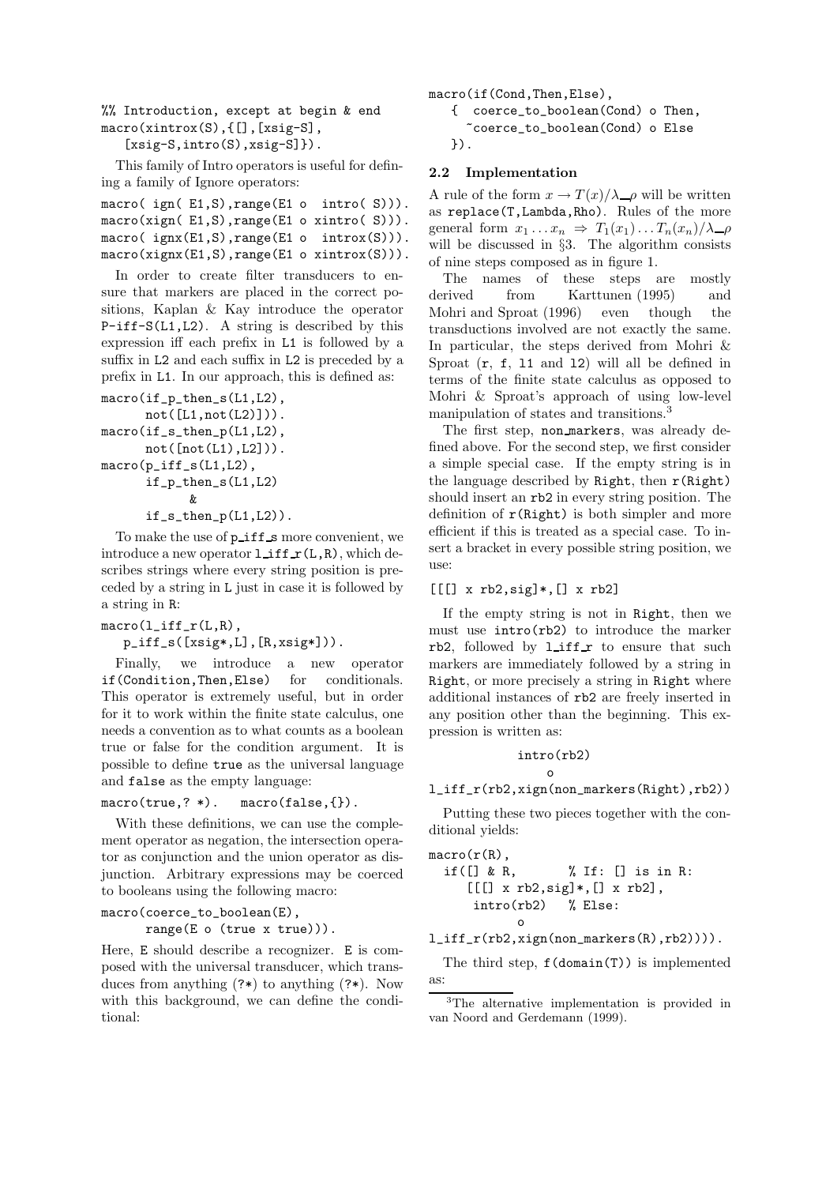```
%% Introduction, except at begin & end
macro(xintrox(S),{[],[xsig-S],
   [xsig-S,intro(S),xsig-S]}).
```

This family of Intro operators is useful for defining a family of Ignore operators:

```
macro( ign( E1,S),range(E1 o  intro( S))).
macro(xign( E1,S),range(E1 o xintro( S))).
macro( ignx(E1,S),range(E1 o  introx(S))).
macro(xignx(E1,S),range(E1 o xintrox(S))).
```

In order to create filter transducers to ensure that markers are placed in the correct positions, Kaplan & Kay introduce the operator P-iff-S(L1,L2). A string is described by this expression iff each prefix in L1 is followed by a suffix in L2 and each suffix in L2 is preceded by a prefix in L1. In our approach, this is defined as:

```
macro(if_p_then_s(L1,L2),
      not([L1,not(L2)])).
macro(if_s_then_p(L1,L2),
      not([not(L1),L2])).
macro(p_iff_s(L1,L2),
      if_p_then_s(L1,L2)
           &
      if_s_then_p(L1,L2)).
```

To make the use of p_iff_s more convenient, we introduce a new operator l_iff_r(L,R), which describes strings where every string position is preceded by a string in L just in case it is followed by a string in R:

```
macro(l_iff_r(L,R),
   p_iff_s([xsig*,L],[R,xsig*])).
```

Finally, we introduce a new operator if(Condition,Then,Else) for conditionals. This operator is extremely useful, but in order for it to work within the finite state calculus, one needs a convention as to what counts as a boolean true or false for the condition argument. It is possible to define true as the universal language and false as the empty language:

```
macro(true,? *).   macro(false,{}).
```

With these definitions, we can use the complement operator as negation, the intersection operator as conjunction and the union operator as disjunction. Arbitrary expressions may be coerced to booleans using the following macro:

```
macro(coerce_to_boolean(E),
      range(E o (true x true))).
```

Here, E should describe a recognizer. E is composed with the universal transducer, which transduces from anything (?*) to anything (?*). Now with this background, we can define the conditional:

```
macro(if(Cond,Then,Else),
   {  coerce_to_boolean(Cond) o Then,
     ~coerce_to_boolean(Cond) o Else
   }).
```

### 2.2 Implementation

A rule of the form $x \rightarrow T(x)/\lambda\_\rho$ will be written as replace(T,Lambda,Rho). Rules of the more general form $x_1 \dots x_n \Rightarrow T_1(x_1) \dots T_n(x_n)/\lambda\_\rho$ will be discussed in §3. The algorithm consists of nine steps composed as in figure 1.

The names of these steps are mostly derived from Karttunen (1995) and Mohri and Sproat (1996) even though the transductions involved are not exactly the same. In particular, the steps derived from Mohri & Sproat (r, f, l1 and l2) will all be defined in terms of the finite state calculus as opposed to Mohri & Sproat's approach of using low-level manipulation of states and transitions.[3]

The first step, non_markers, was already defined above. For the second step, we first consider a simple special case. If the empty string is in the language described by Right, then r(Right) should insert an rb2 in every string position. The definition of r(Right) is both simpler and more efficient if this is treated as a special case. To insert a bracket in every possible string position, we use:

```
[[[] x rb2,sig]*,[] x rb2]
```

If the empty string is not in Right, then we must use intro(rb2) to introduce the marker rb2, followed by l_iff_r to ensure that such markers are immediately followed by a string in Right, or more precisely a string in Right where additional instances of rb2 are freely inserted in any position other than the beginning. This expression is written as:

```
            intro(rb2)
                o
l_iff_r(rb2,xign(non_markers(Right),rb2))
```

Putting these two pieces together with the conditional yields:

```
macro(r(R),
  if([] & R,        % If: [] is in R:
     [[[] x rb2,sig]*,[] x rb2],
      intro(rb2)   % Else:
           o
l_iff_r(rb2,xign(non_markers(R),rb2)))).
```

The third step, f(domain(T)) is implemented as:

[3] The alternative implementation is provided in van Noord and Gerdemann (1999).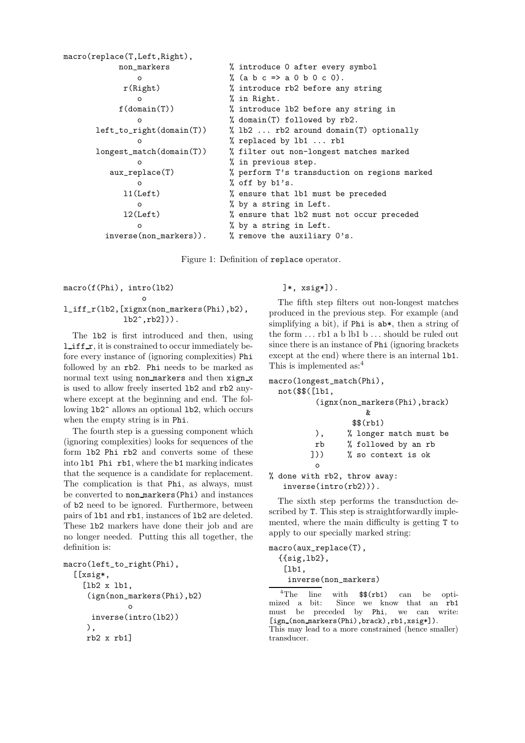```
macro(replace(T,Left,Right),
          non_markers              % introduce 0 after every symbol
              o                    % (a b c => a 0 b 0 c 0).
           r(Right)                % introduce rb2 before any string
              o                    % in Right.
          f(domain(T))             % introduce lb2 before any string in
              o                    % domain(T) followed by rb2.
      left_to_right(domain(T))     % lb2 ... rb2 around domain(T) optionally
              o                    % replaced by lb1 ... rb1
      longest_match(domain(T))     % filter out non-longest matches marked
              o                    % in previous step.
         aux_replace(T)            % perform T's transduction on regions marked
              o                    % off by b1's.
           l1(Left)                % ensure that lb1 must be preceded
              o                    % by a string in Left.
           l2(Left)                % ensure that lb2 must not occur preceded
              o                    % by a string in Left.
       inverse(non_markers)).      % remove the auxiliary 0's.
```

Figure 1: Definition of `replace` operator.

```
macro(f(Phi), intro(lb2)
                 o
l_iff_r(lb2,[xignx(non_markers(Phi),b2),
             lb2^,rb2])).
```

The `lb2` is first introduced and then, using `l_iff_r`, it is constrained to occur immediately before every instance of (ignoring complexities) `Phi` followed by an `rb2`. `Phi` needs to be marked as normal text using `non_markers` and then `xign_x` is used to allow freely inserted `lb2` and `rb2` anywhere except at the beginning and end. The following `lb2^` allows an optional `lb2`, which occurs when the empty string is in `Phi`.

The fourth step is a guessing component which (ignoring complexities) looks for sequences of the form `lb2 Phi rb2` and converts some of these into `lb1 Phi rb1`, where the `b1` marking indicates that the sequence is a candidate for replacement. The complication is that `Phi`, as always, must be converted to `non_markers(Phi)` and instances of `b2` need to be ignored. Furthermore, between pairs of `lb1` and `rb1`, instances of `lb2` are deleted. These `lb2` markers have done their job and are no longer needed. Putting this all together, the definition is:

```
macro(left_to_right(Phi),
  [[xsig*,
    [lb2 x lb1,
     (ign(non_markers(Phi),b2)
              o
      inverse(intro(lb2))
     ),
     rb2 x rb1]
    ]*, xsig*]).
```

The fifth step filters out non-longest matches produced in the previous step. For example (and simplifying a bit), if `Phi` is `ab*`, then a string of the form ... rb1 a b lb1 b ... should be ruled out since there is an instance of `Phi` (ignoring brackets except at the end) where there is an internal `lb1`. This is implemented as:[4]

```
macro(longest_match(Phi),
  not($$([lb1,
          (ignx(non_markers(Phi),brack)
                   &
                $$(rb1)
          ),      % longer match must be
          rb      % followed by an rb
         ]))      % so context is ok
          o
% done with rb2, throw away:
   inverse(intro(rb2))).
```

The sixth step performs the transduction described by `T`. This step is straightforwardly implemented, where the main difficulty is getting `T` to apply to our specially marked string:

```
macro(aux_replace(T),
  {{sig,lb2},
   [lb1,
    inverse(non_markers)
```

[4] The line with `$$(rb1)` can be optimized a bit: Since we know that an `rb1` must be preceded by `Phi`, we can write: `[ign_(non_markers(Phi),brack),rb1,xsig*])`. This may lead to a more constrained (hence smaller) transducer.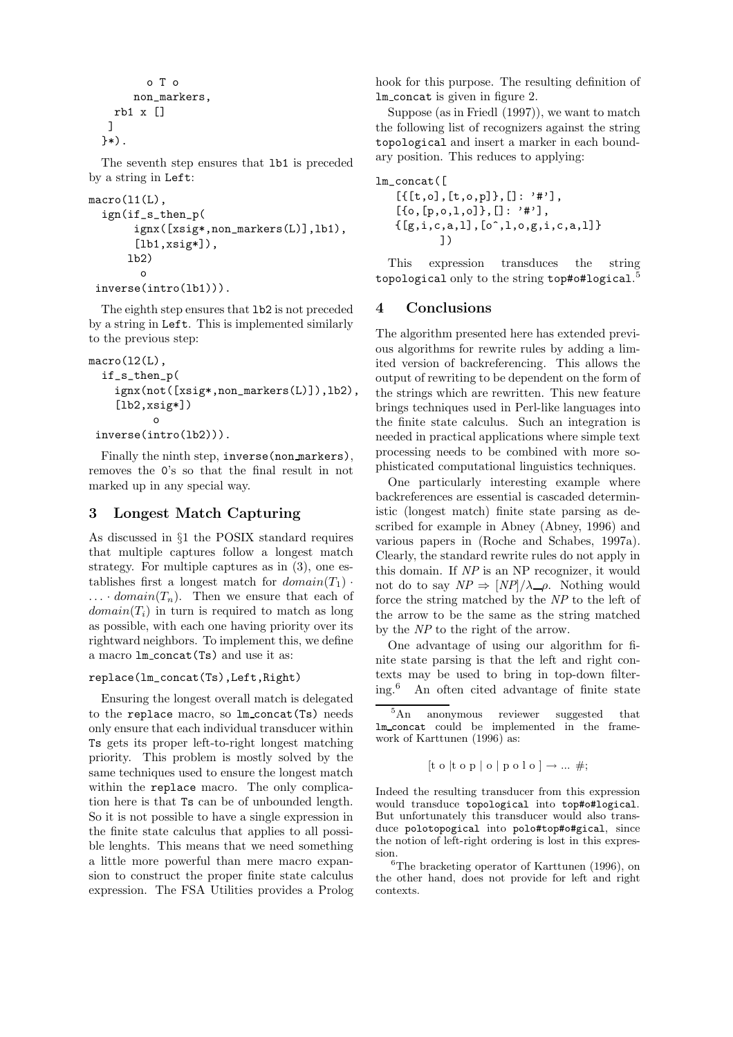```
        o T o
      non_markers,
    rb1 x []
   ]
  }*).
```

The seventh step ensures that `lb1` is preceded by a string in `Left`:

```
macro(l1(L),
  ign(if_s_then_p(
       ignx([xsig*,non_markers(L)],lb1),
       [lb1,xsig*]),
      lb2)
        o
 inverse(intro(lb1))).
```

The eighth step ensures that `lb2` is not preceded by a string in `Left`. This is implemented similarly to the previous step:

```
macro(l2(L),
  if_s_then_p(
    ignx(not([xsig*,non_markers(L)]),lb2),
    [lb2,xsig*])
          o
 inverse(intro(lb2))).
```

Finally the ninth step, `inverse(non_markers)`, removes the `0`'s so that the final result in not marked up in any special way.

## 3 Longest Match Capturing

As discussed in §1 the POSIX standard requires that multiple captures follow a longest match strategy. For multiple captures as in (3), one establishes first a longest match for $domain(T_1) \cdot \ldots \cdot domain(T_n)$. Then we ensure that each of $domain(T_i)$ in turn is required to match as long as possible, with each one having priority over its rightward neighbors. To implement this, we define a macro `lm_concat(Ts)` and use it as:

```
replace(lm_concat(Ts),Left,Right)
```

Ensuring the longest overall match is delegated to the `replace` macro, so `lm_concat(Ts)` needs only ensure that each individual transducer within `Ts` gets its proper left-to-right longest matching priority. This problem is mostly solved by the same techniques used to ensure the longest match within the `replace` macro. The only complication here is that `Ts` can be of unbounded length. So it is not possible to have a single expression in the finite state calculus that applies to all possible lenghts. This means that we need something a little more powerful than mere macro expansion to construct the proper finite state calculus expression. The FSA Utilities provides a Prolog hook for this purpose. The resulting definition of `lm_concat` is given in figure 2.

Suppose (as in Friedl (1997)), we want to match the following list of recognizers against the string `topological` and insert a marker in each boundary position. This reduces to applying:

```
lm_concat([
   [{[t,o],[t,o,p]},[]: '#'],
   [{o,[p,o,l,o]},[]: '#'],
   {[g,i,c,a,l],[o^,l,o,g,i,c,a,l]}
         ])
```

This expression transduces the string `topological` only to the string `top#o#logical`.[5]

## 4 Conclusions

The algorithm presented here has extended previous algorithms for rewrite rules by adding a limited version of backreferencing. This allows the output of rewriting to be dependent on the form of the strings which are rewritten. This new feature brings techniques used in Perl-like languages into the finite state calculus. Such an integration is needed in practical applications where simple text processing needs to be combined with more sophisticated computational linguistics techniques.

One particularly interesting example where backreferences are essential is cascaded deterministic (longest match) finite state parsing as described for example in Abney (Abney, 1996) and various papers in (Roche and Schabes, 1997a). Clearly, the standard rewrite rules do not apply in this domain. If *NP* is an NP recognizer, it would not do to say $NP \Rightarrow [NP]/\lambda\_\rho$. Nothing would force the string matched by the *NP* to the left of the arrow to be the same as the string matched by the *NP* to the right of the arrow.

One advantage of using our algorithm for finite state parsing is that the left and right contexts may be used to bring in top-down filtering.[6] An often cited advantage of finite state

---

[5] An anonymous reviewer suggested that `lm_concat` could be implemented in the framework of Karttunen (1996) as:

$$[\text{t o} \mid \text{t o p} \mid \text{o} \mid \text{p o l o}] \rightarrow \ldots \ \#;$$

Indeed the resulting transducer from this expression would transduce `topological` into `top#o#logical`. But unfortunately this transducer would also transduce `polotopogical` into `polo#top#o#gical`, since the notion of left-right ordering is lost in this expression.

[6] The bracketing operator of Karttunen (1996), on the other hand, does not provide for left and right contexts.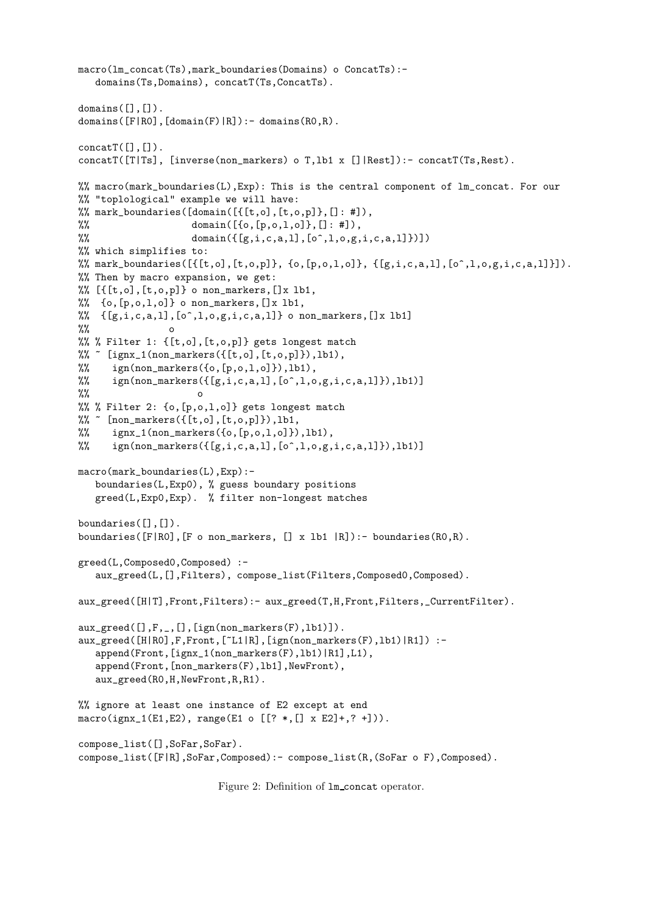```
macro(lm_concat(Ts),mark_boundaries(Domains) o ConcatTs):-
   domains(Ts,Domains), concatT(Ts,ConcatTs).

domains([],[]).
domains([F|R0],[domain(F)|R]):- domains(R0,R).

concatT([],[]).
concatT([T|Ts], [inverse(non_markers) o T,lb1 x []|Rest]):- concatT(Ts,Rest).

%% macro(mark_boundaries(L),Exp): This is the central component of lm_concat. For our
%% "toplological" example we will have:
%% mark_boundaries([domain([{[t,o],[t,o,p]},[]: #]),
%%                  domain([{o,[p,o,l,o]},[]: #]),
%%                  domain({[g,i,c,a,l],[o^,l,o,g,i,c,a,l]})])
%% which simplifies to:
%% mark_boundaries([{[t,o],[t,o,p]}, {o,[p,o,l,o]}, {[g,i,c,a,l],[o^,l,o,g,i,c,a,l]}]).
%% Then by macro expansion, we get:
%% [{[t,o],[t,o,p]} o non_markers,[]x lb1,
%%  {o,[p,o,l,o]} o non_markers,[]x lb1,
%%  {[g,i,c,a,l],[o^,l,o,g,i,c,a,l]} o non_markers,[]x lb1]
%%             o
%% % Filter 1: {[t,o],[t,o,p]} gets longest match
%% ~ [ignx_1(non_markers({[t,o],[t,o,p]}),lb1),
%%    ign(non_markers({o,[p,o,l,o]}),lb1),
%%    ign(non_markers({[g,i,c,a,l],[o^,l,o,g,i,c,a,l]}),lb1)]
%%                 o
%% % Filter 2: {o,[p,o,l,o]} gets longest match
%% ~ [non_markers({[t,o],[t,o,p]}),lb1,
%%    ignx_1(non_markers({o,[p,o,l,o]}),lb1),
%%    ign(non_markers({[g,i,c,a,l],[o^,l,o,g,i,c,a,l]}),lb1)]

macro(mark_boundaries(L),Exp):-
   boundaries(L,Exp0), % guess boundary positions
   greed(L,Exp0,Exp).  % filter non-longest matches

boundaries([],[]).
boundaries([F|R0],[F o non_markers, [] x lb1 |R]):- boundaries(R0,R).

greed(L,Composed0,Composed) :-
   aux_greed(L,[],Filters), compose_list(Filters,Composed0,Composed).

aux_greed([H|T],Front,Filters):- aux_greed(T,H,Front,Filters,_CurrentFilter).

aux_greed([],F,_,[],[ign(non_markers(F),lb1)]).
aux_greed([H|R0],F,Front,[~L1|R],[ign(non_markers(F),lb1)|R1]) :-
   append(Front,[ignx_1(non_markers(F),lb1)|R1],L1),
   append(Front,[non_markers(F),lb1],NewFront),
   aux_greed(R0,H,NewFront,R,R1).

%% ignore at least one instance of E2 except at end
macro(ignx_1(E1,E2), range(E1 o [[? *,[] x E2]+,? +])).

compose_list([],SoFar,SoFar).
compose_list([F|R],SoFar,Composed):- compose_list(R,(SoFar o F),Composed).
```

Figure 2: Definition of lm_concat operator.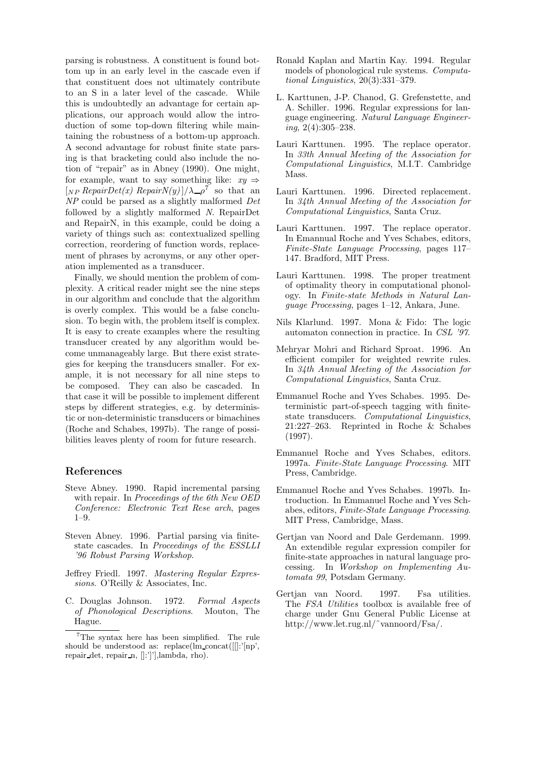parsing is robustness. A constituent is found bottom up in an early level in the cascade even if that constituent does not ultimately contribute to an S in a later level of the cascade. While this is undoubtedly an advantage for certain applications, our approach would allow the introduction of some top-down filtering while maintaining the robustness of a bottom-up approach. A second advantage for robust finite state parsing is that bracketing could also include the notion of "repair" as in Abney (1990). One might, for example, want to say something like: $xy \Rightarrow [_{NP}\ RepairDet(x)\ RepairN(y)]/\lambda\_\rho$[7] so that an *NP* could be parsed as a slightly malformed *Det* followed by a slightly malformed *N*. RepairDet and RepairN, in this example, could be doing a variety of things such as: contextualized spelling correction, reordering of function words, replacement of phrases by acronyms, or any other operation implemented as a transducer.

Finally, we should mention the problem of complexity. A critical reader might see the nine steps in our algorithm and conclude that the algorithm is overly complex. This would be a false conclusion. To begin with, the problem itself is complex. It is easy to create examples where the resulting transducer created by any algorithm would become unmanageably large. But there exist strategies for keeping the transducers smaller. For example, it is not necessary for all nine steps to be composed. They can also be cascaded. In that case it will be possible to implement different steps by different strategies, e.g. by deterministic or non-deterministic transducers or bimachines (Roche and Schabes, 1997b). The range of possibilities leaves plenty of room for future research.

## References

Steve Abney. 1990. Rapid incremental parsing with repair. In *Proceedings of the 6th New OED Conference: Electronic Text Rese arch*, pages 1–9.

Steven Abney. 1996. Partial parsing via finite-state cascades. In *Proceedings of the ESSLLI '96 Robust Parsing Workshop*.

Jeffrey Friedl. 1997. *Mastering Regular Expressions*. O'Reilly & Associates, Inc.

C. Douglas Johnson. 1972. *Formal Aspects of Phonological Descriptions*. Mouton, The Hague.

Ronald Kaplan and Martin Kay. 1994. Regular models of phonological rule systems. *Computational Linguistics*, 20(3):331–379.

L. Karttunen, J-P. Chanod, G. Grefenstette, and A. Schiller. 1996. Regular expressions for language engineering. *Natural Language Engineering*, 2(4):305–238.

Lauri Karttunen. 1995. The replace operator. In *33th Annual Meeting of the Association for Computational Linguistics*, M.I.T. Cambridge Mass.

Lauri Karttunen. 1996. Directed replacement. In *34th Annual Meeting of the Association for Computational Linguistics*, Santa Cruz.

Lauri Karttunen. 1997. The replace operator. In Emannual Roche and Yves Schabes, editors, *Finite-State Language Processing*, pages 117–147. Bradford, MIT Press.

Lauri Karttunen. 1998. The proper treatment of optimality theory in computational phonology. In *Finite-state Methods in Natural Language Processing*, pages 1–12, Ankara, June.

Nils Klarlund. 1997. Mona & Fido: The logic automaton connection in practice. In *CSL '97*.

Mehryar Mohri and Richard Sproat. 1996. An efficient compiler for weighted rewrite rules. In *34th Annual Meeting of the Association for Computational Linguistics*, Santa Cruz.

Emmanuel Roche and Yves Schabes. 1995. Deterministic part-of-speech tagging with finite-state transducers. *Computational Linguistics*, 21:227–263. Reprinted in Roche & Schabes (1997).

Emmanuel Roche and Yves Schabes, editors. 1997a. *Finite-State Language Processing*. MIT Press, Cambridge.

Emmanuel Roche and Yves Schabes. 1997b. Introduction. In Emmanuel Roche and Yves Schabes, editors, *Finite-State Language Processing*. MIT Press, Cambridge, Mass.

Gertjan van Noord and Dale Gerdemann. 1999. An extendible regular expression compiler for finite-state approaches in natural language processing. In *Workshop on Implementing Automata 99*, Potsdam Germany.

Gertjan van Noord. 1997. Fsa utilities. The *FSA Utilities* toolbox is available free of charge under Gnu General Public License at http://www.let.rug.nl/˜vannoord/Fsa/.

[7] The syntax here has been simplified. The rule should be understood as: replace(lm_concat([]:'[np', repair_det, repair_n, []:']'],lambda, rho).